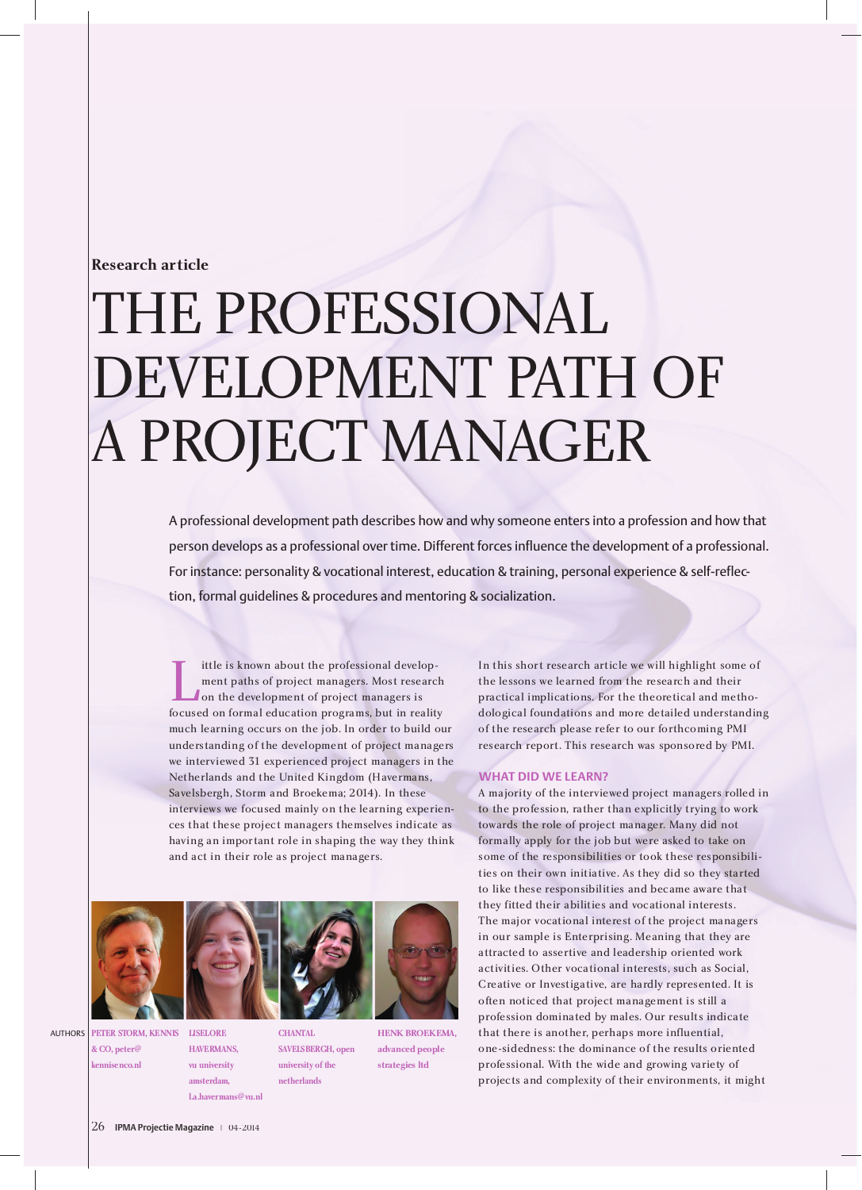Research article

# THE PROFESSIONAL DEVELOPMENT PATH OF A PROJECT MANAGER

A professional development path describes how and why someone enters into a profession and how that person develops as a professional over time. Different forces influence the development of a professional. For instance: personality & vocational interest, education & training, personal experience & self-reflection, formal guidelines & procedures and mentoring & socialization.

Little is known about the professional development paths of project managers. Most research on the development of project managers is focused on formal education programs, but in reality much learning occurs on the job. In order to build our understanding of the development of project managers we interviewed 31 experienced project managers in the Netherlands and the United Kingdom (Havermans, Savelsbergh, Storm and Broekema; 2014). In these interviews we focused mainly on the learning experiences that these project managers themselves indicate as having an important role in shaping the way they think and act in their role as project managers.

AUTHORS PETER STORM, KENNIS & CO, peter@kennisenco.nl; LISELORE HAVERMANS, vu university amsterdam, l.a.havermans@vu.nl; CHANTAL SAVELSBERGH, open university of the netherlands; HENK BROEKEMA, advanced people strategies ltd

In this short research article we will highlight some of the lessons we learned from the research and their practical implications. For the theoretical and methodological foundations and more detailed understanding of the research please refer to our forthcoming PMI research report. This research was sponsored by PMI.

## WHAT DID WE LEARN?

A majority of the interviewed project managers rolled in to the profession, rather than explicitly trying to work towards the role of project manager. Many did not formally apply for the job but were asked to take on some of the responsibilities or took these responsibilities on their own initiative. As they did so they started to like these responsibilities and became aware that they fitted their abilities and vocational interests. The major vocational interest of the project managers in our sample is Enterprising. Meaning that they are attracted to assertive and leadership oriented work activities. Other vocational interests, such as Social, Creative or Investigative, are hardly represented. It is often noticed that project management is still a profession dominated by males. Our results indicate that there is another, perhaps more influential, one-sidedness: the dominance of the results oriented professional. With the wide and growing variety of projects and complexity of their environments, it might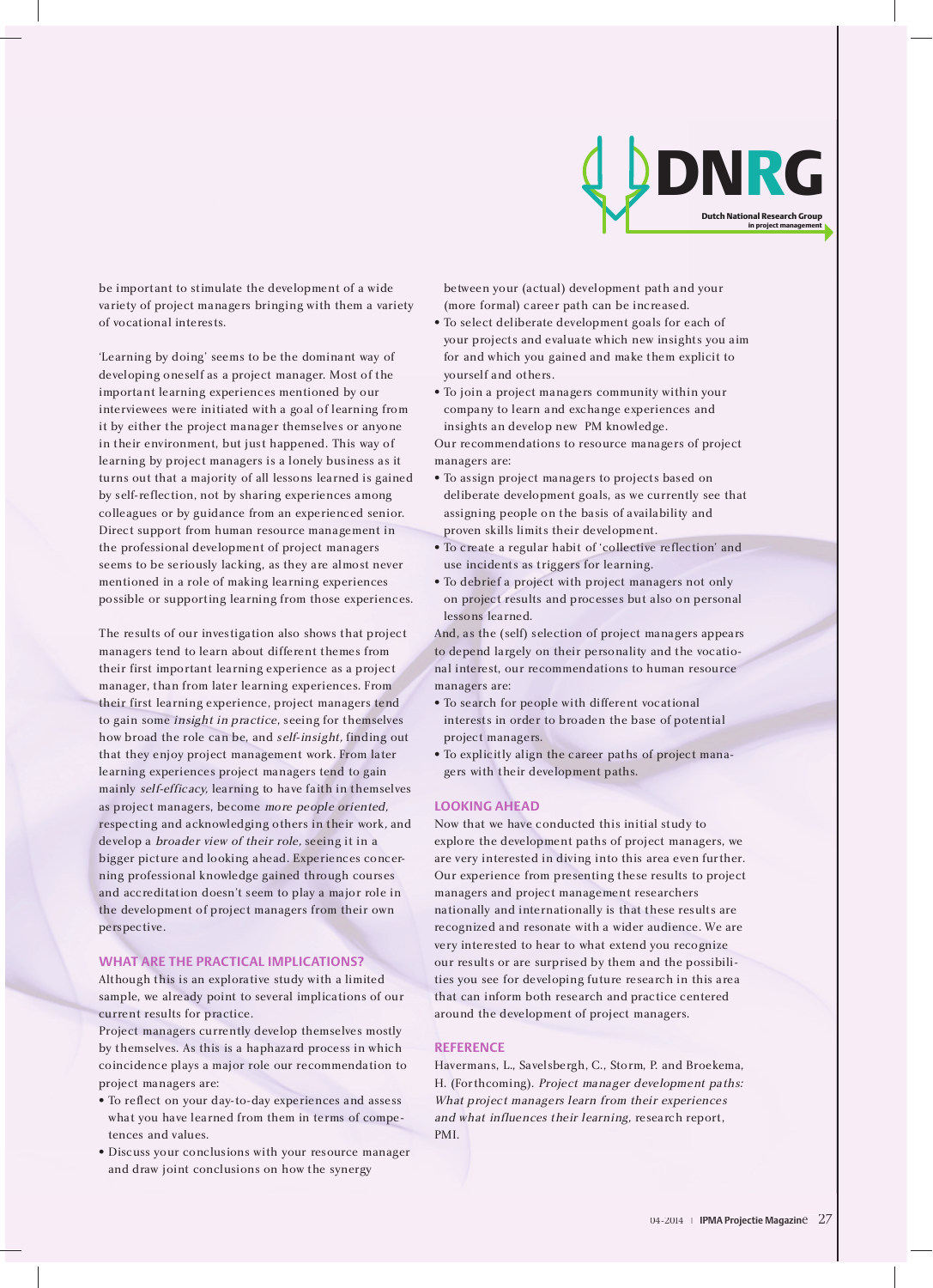be important to stimulate the development of a wide variety of project managers bringing with them a variety of vocational interests.

'Learning by doing' seems to be the dominant way of developing oneself as a project manager. Most of the important learning experiences mentioned by our interviewees were initiated with a goal of learning from it by either the project manager themselves or anyone in their environment, but just happened. This way of learning by project managers is a lonely business as it turns out that a majority of all lessons learned is gained by self-reflection, not by sharing experiences among colleagues or by guidance from an experienced senior. Direct support from human resource management in the professional development of project managers seems to be seriously lacking, as they are almost never mentioned in a role of making learning experiences possible or supporting learning from those experiences.

The results of our investigation also shows that project managers tend to learn about different themes from their first important learning experience as a project manager, than from later learning experiences. From their first learning experience, project managers tend to gain some *insight in practice*, seeing for themselves how broad the role can be, and *self-insight*, finding out that they enjoy project management work. From later learning experiences project managers tend to gain mainly *self-efficacy*, learning to have faith in themselves as project managers, become *more people oriented*, respecting and acknowledging others in their work, and develop a *broader view of their role*, seeing it in a bigger picture and looking ahead. Experiences concerning professional knowledge gained through courses and accreditation doesn't seem to play a major role in the development of project managers from their own perspective.

## WHAT ARE THE PRACTICAL IMPLICATIONS?

Although this is an explorative study with a limited sample, we already point to several implications of our current results for practice.

Project managers currently develop themselves mostly by themselves. As this is a haphazard process in which coincidence plays a major role our recommendation to project managers are:

- To reflect on your day-to-day experiences and assess what you have learned from them in terms of competences and values.
- Discuss your conclusions with your resource manager and draw joint conclusions on how the synergy between your (actual) development path and your (more formal) career path can be increased.
- To select deliberate development goals for each of your projects and evaluate which new insights you aim for and which you gained and make them explicit to yourself and others.
- To join a project managers community within your company to learn and exchange experiences and insights an develop new PM knowledge.

Our recommendations to resource managers of project managers are:

- To assign project managers to projects based on deliberate development goals, as we currently see that assigning people on the basis of availability and proven skills limits their development.
- To create a regular habit of 'collective reflection' and use incidents as triggers for learning.
- To debrief a project with project managers not only on project results and processes but also on personal lessons learned.

And, as the (self) selection of project managers appears to depend largely on their personality and the vocational interest, our recommendations to human resource managers are:

- To search for people with different vocational interests in order to broaden the base of potential project managers.
- To explicitly align the career paths of project managers with their development paths.

## LOOKING AHEAD

Now that we have conducted this initial study to explore the development paths of project managers, we are very interested in diving into this area even further. Our experience from presenting these results to project managers and project management researchers nationally and internationally is that these results are recognized and resonate with a wider audience. We are very interested to hear to what extend you recognize our results or are surprised by them and the possibilities you see for developing future research in this area that can inform both research and practice centered around the development of project managers.

## REFERENCE

Havermans, L., Savelsbergh, C., Storm, P. and Broekema, H. (Forthcoming). *Project manager development paths: What project managers learn from their experiences and what influences their learning,* research report, PMI.